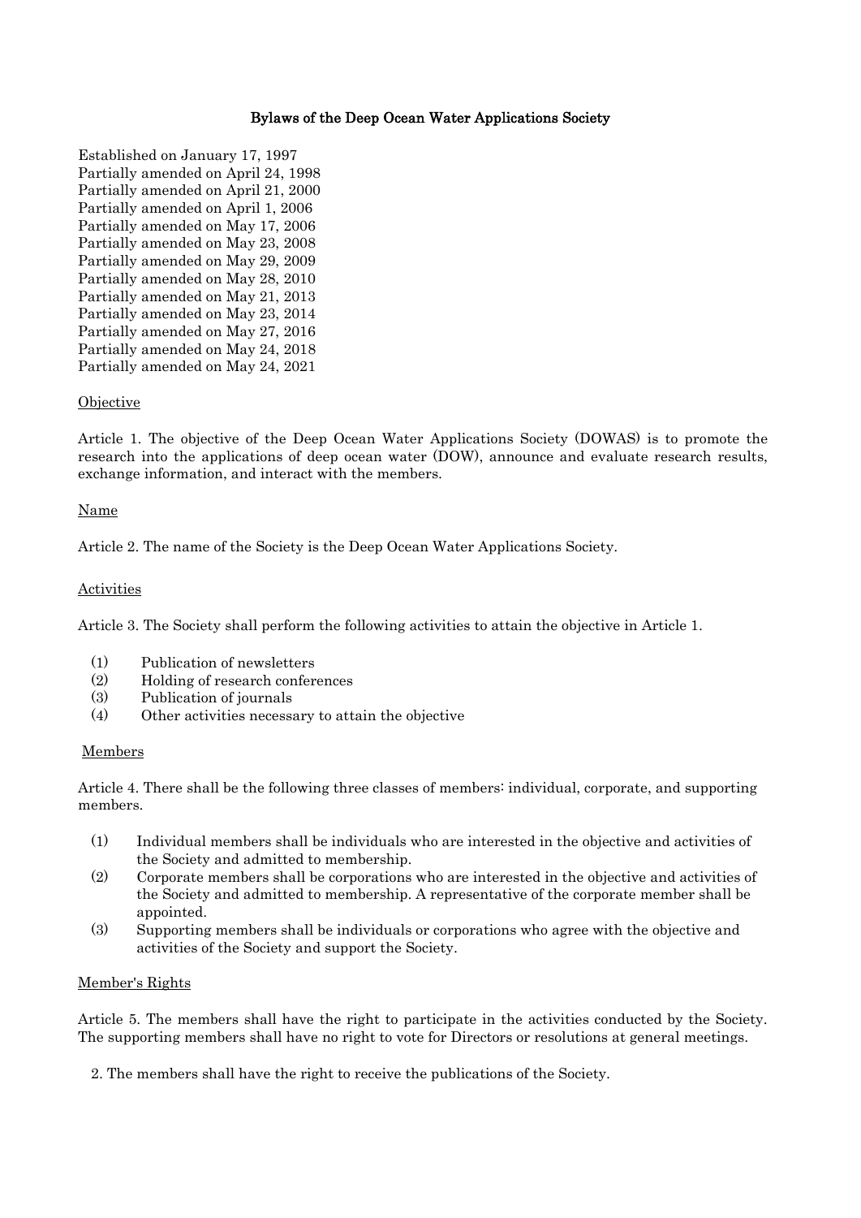# Bylaws of the Deep Ocean Water Applications Society

Established on January 17, 1997
Partially amended on April 24, 1998
Partially amended on April 21, 2000
Partially amended on April 1, 2006
Partially amended on May 17, 2006
Partially amended on May 23, 2008
Partially amended on May 29, 2009
Partially amended on May 28, 2010
Partially amended on May 21, 2013
Partially amended on May 23, 2014
Partially amended on May 27, 2016
Partially amended on May 24, 2018
Partially amended on May 24, 2021

## Objective

Article 1. The objective of the Deep Ocean Water Applications Society (DOWAS) is to promote the research into the applications of deep ocean water (DOW), announce and evaluate research results, exchange information, and interact with the members.

## Name

Article 2. The name of the Society is the Deep Ocean Water Applications Society.

## Activities

Article 3. The Society shall perform the following activities to attain the objective in Article 1.

(1) Publication of newsletters
(2) Holding of research conferences
(3) Publication of journals
(4) Other activities necessary to attain the objective

## Members

Article 4. There shall be the following three classes of members: individual, corporate, and supporting members.

(1) Individual members shall be individuals who are interested in the objective and activities of the Society and admitted to membership.
(2) Corporate members shall be corporations who are interested in the objective and activities of the Society and admitted to membership. A representative of the corporate member shall be appointed.
(3) Supporting members shall be individuals or corporations who agree with the objective and activities of the Society and support the Society.

## Member's Rights

Article 5. The members shall have the right to participate in the activities conducted by the Society. The supporting members shall have no right to vote for Directors or resolutions at general meetings.

2. The members shall have the right to receive the publications of the Society.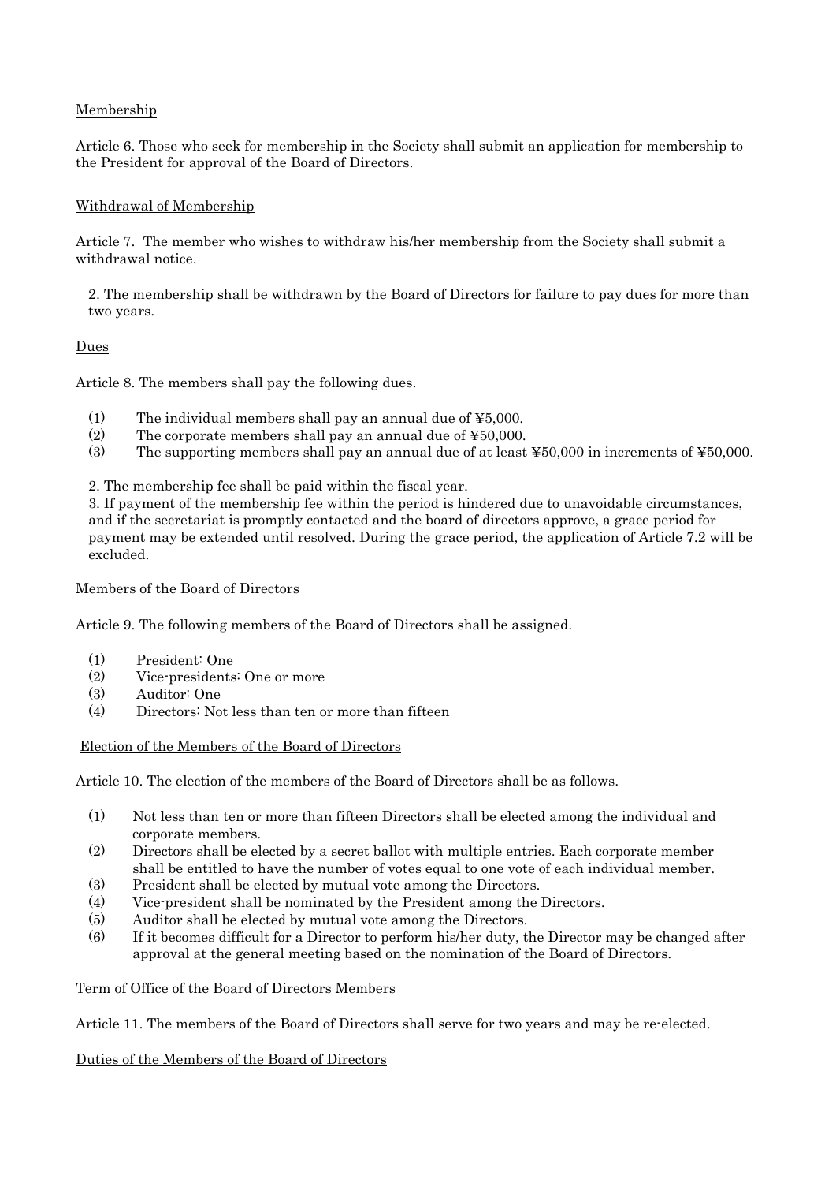Membership

Article 6. Those who seek for membership in the Society shall submit an application for membership to the President for approval of the Board of Directors.

Withdrawal of Membership

Article 7. The member who wishes to withdraw his/her membership from the Society shall submit a withdrawal notice.

2. The membership shall be withdrawn by the Board of Directors for failure to pay dues for more than two years.

Dues

Article 8. The members shall pay the following dues.

(1) The individual members shall pay an annual due of ¥5,000.
(2) The corporate members shall pay an annual due of ¥50,000.
(3) The supporting members shall pay an annual due of at least ¥50,000 in increments of ¥50,000.

2. The membership fee shall be paid within the fiscal year.
3. If payment of the membership fee within the period is hindered due to unavoidable circumstances, and if the secretariat is promptly contacted and the board of directors approve, a grace period for payment may be extended until resolved. During the grace period, the application of Article 7.2 will be excluded.

Members of the Board of Directors

Article 9. The following members of the Board of Directors shall be assigned.

(1) President: One
(2) Vice-presidents: One or more
(3) Auditor: One
(4) Directors: Not less than ten or more than fifteen

Election of the Members of the Board of Directors

Article 10. The election of the members of the Board of Directors shall be as follows.

(1) Not less than ten or more than fifteen Directors shall be elected among the individual and corporate members.
(2) Directors shall be elected by a secret ballot with multiple entries. Each corporate member shall be entitled to have the number of votes equal to one vote of each individual member.
(3) President shall be elected by mutual vote among the Directors.
(4) Vice-president shall be nominated by the President among the Directors.
(5) Auditor shall be elected by mutual vote among the Directors.
(6) If it becomes difficult for a Director to perform his/her duty, the Director may be changed after approval at the general meeting based on the nomination of the Board of Directors.

Term of Office of the Board of Directors Members

Article 11. The members of the Board of Directors shall serve for two years and may be re-elected.

Duties of the Members of the Board of Directors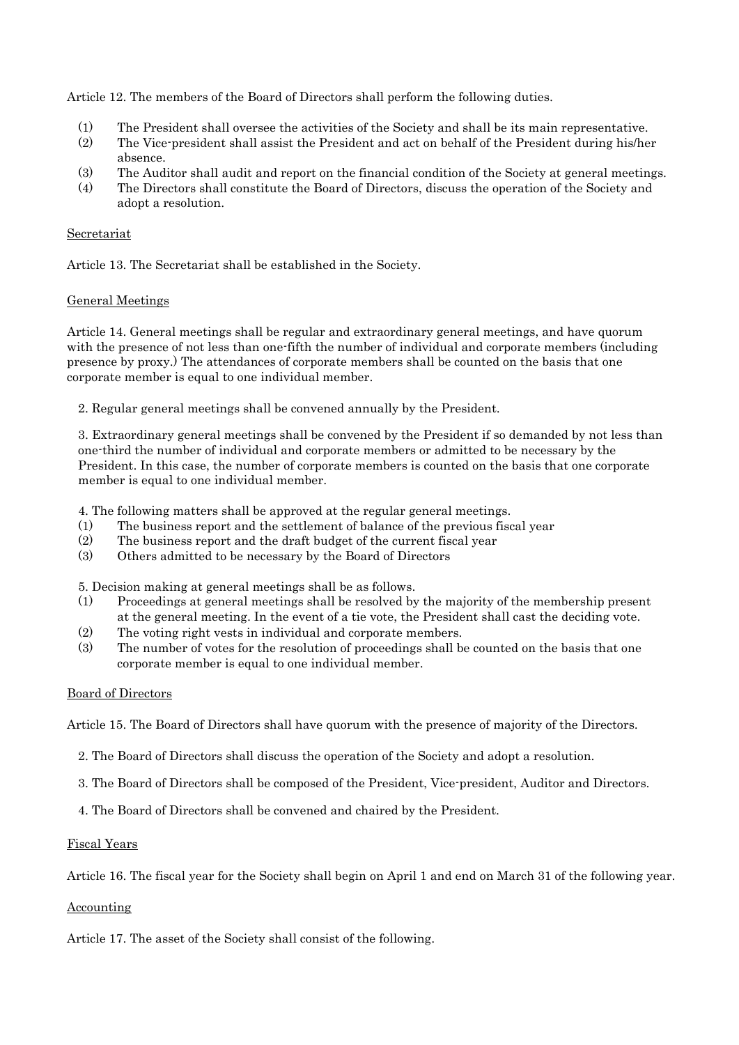Article 12. The members of the Board of Directors shall perform the following duties.

(1) The President shall oversee the activities of the Society and shall be its main representative.
(2) The Vice-president shall assist the President and act on behalf of the President during his/her absence.
(3) The Auditor shall audit and report on the financial condition of the Society at general meetings.
(4) The Directors shall constitute the Board of Directors, discuss the operation of the Society and adopt a resolution.

<u>Secretariat</u>

Article 13. The Secretariat shall be established in the Society.

<u>General Meetings</u>

Article 14. General meetings shall be regular and extraordinary general meetings, and have quorum with the presence of not less than one-fifth the number of individual and corporate members (including presence by proxy.) The attendances of corporate members shall be counted on the basis that one corporate member is equal to one individual member.

2. Regular general meetings shall be convened annually by the President.

3. Extraordinary general meetings shall be convened by the President if so demanded by not less than one-third the number of individual and corporate members or admitted to be necessary by the President. In this case, the number of corporate members is counted on the basis that one corporate member is equal to one individual member.

4. The following matters shall be approved at the regular general meetings.
(1) The business report and the settlement of balance of the previous fiscal year
(2) The business report and the draft budget of the current fiscal year
(3) Others admitted to be necessary by the Board of Directors

5. Decision making at general meetings shall be as follows.
(1) Proceedings at general meetings shall be resolved by the majority of the membership present at the general meeting. In the event of a tie vote, the President shall cast the deciding vote.
(2) The voting right vests in individual and corporate members.
(3) The number of votes for the resolution of proceedings shall be counted on the basis that one corporate member is equal to one individual member.

<u>Board of Directors</u>

Article 15. The Board of Directors shall have quorum with the presence of majority of the Directors.

2. The Board of Directors shall discuss the operation of the Society and adopt a resolution.

3. The Board of Directors shall be composed of the President, Vice-president, Auditor and Directors.

4. The Board of Directors shall be convened and chaired by the President.

<u>Fiscal Years</u>

Article 16. The fiscal year for the Society shall begin on April 1 and end on March 31 of the following year.

<u>Accounting</u>

Article 17. The asset of the Society shall consist of the following.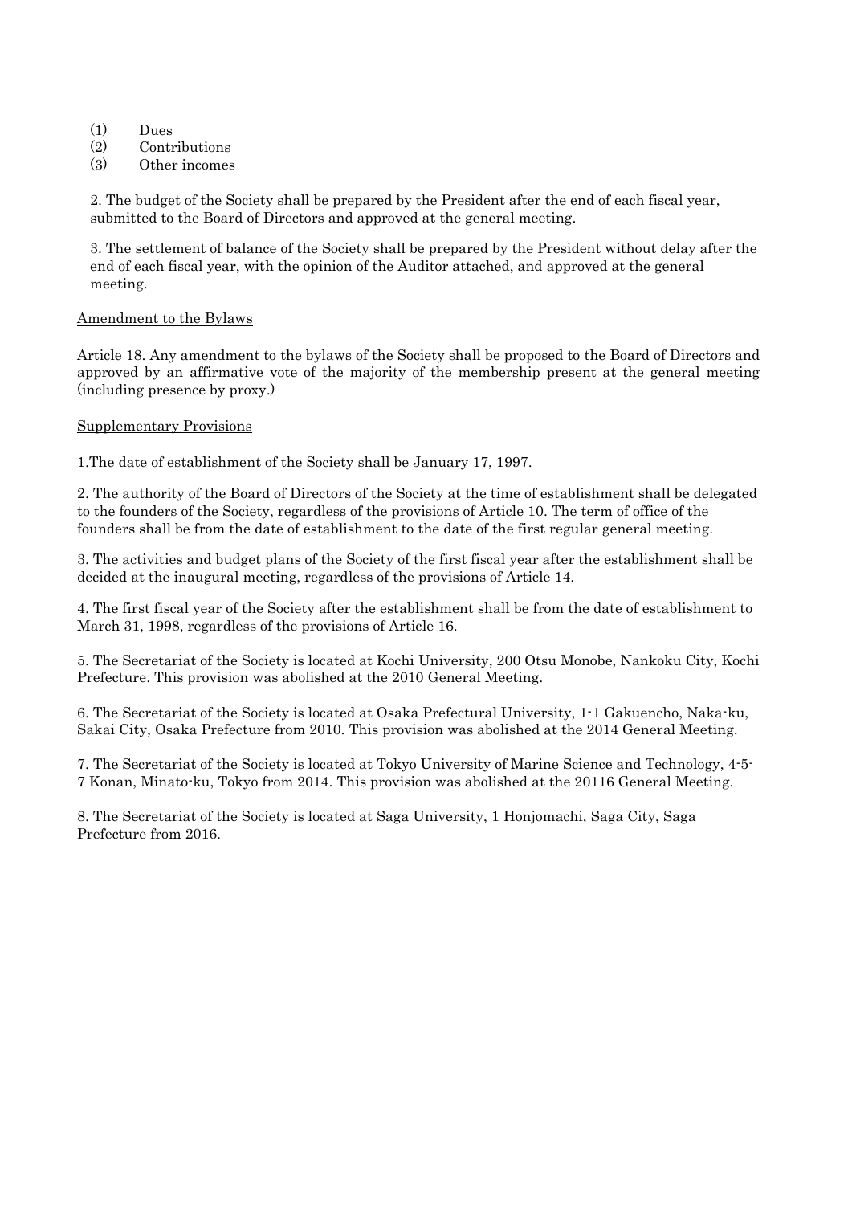(1) Dues
(2) Contributions
(3) Other incomes

2. The budget of the Society shall be prepared by the President after the end of each fiscal year, submitted to the Board of Directors and approved at the general meeting.

3. The settlement of balance of the Society shall be prepared by the President without delay after the end of each fiscal year, with the opinion of the Auditor attached, and approved at the general meeting.

Amendment to the Bylaws

Article 18. Any amendment to the bylaws of the Society shall be proposed to the Board of Directors and approved by an affirmative vote of the majority of the membership present at the general meeting (including presence by proxy.)

Supplementary Provisions

1.The date of establishment of the Society shall be January 17, 1997.

2. The authority of the Board of Directors of the Society at the time of establishment shall be delegated to the founders of the Society, regardless of the provisions of Article 10. The term of office of the founders shall be from the date of establishment to the date of the first regular general meeting.

3. The activities and budget plans of the Society of the first fiscal year after the establishment shall be decided at the inaugural meeting, regardless of the provisions of Article 14.

4. The first fiscal year of the Society after the establishment shall be from the date of establishment to March 31, 1998, regardless of the provisions of Article 16.

5. The Secretariat of the Society is located at Kochi University, 200 Otsu Monobe, Nankoku City, Kochi Prefecture. This provision was abolished at the 2010 General Meeting.

6. The Secretariat of the Society is located at Osaka Prefectural University, 1-1 Gakuencho, Naka-ku, Sakai City, Osaka Prefecture from 2010. This provision was abolished at the 2014 General Meeting.

7. The Secretariat of the Society is located at Tokyo University of Marine Science and Technology, 4-5-7 Konan, Minato-ku, Tokyo from 2014. This provision was abolished at the 20116 General Meeting.

8. The Secretariat of the Society is located at Saga University, 1 Honjomachi, Saga City, Saga Prefecture from 2016.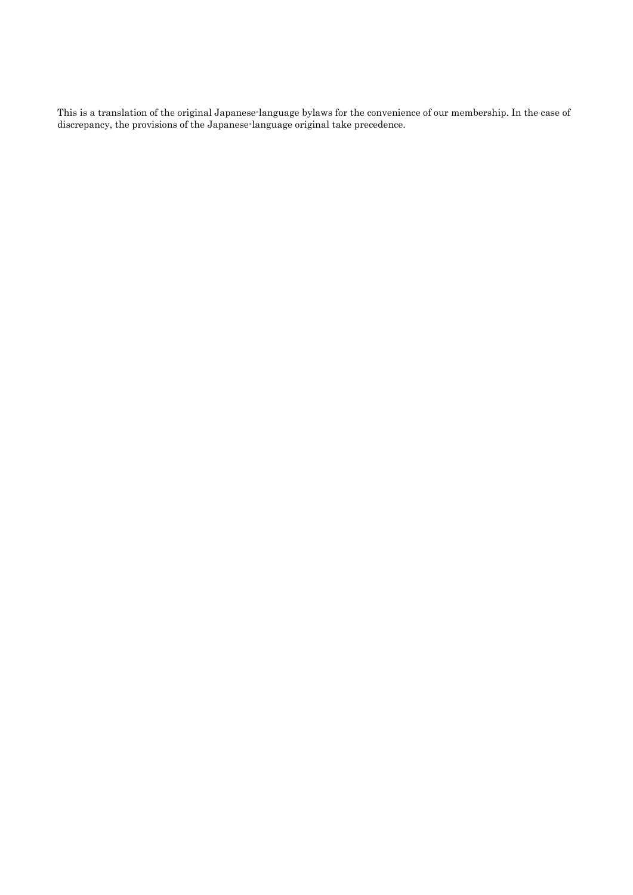This is a translation of the original Japanese-language bylaws for the convenience of our membership. In the case of discrepancy, the provisions of the Japanese-language original take precedence.